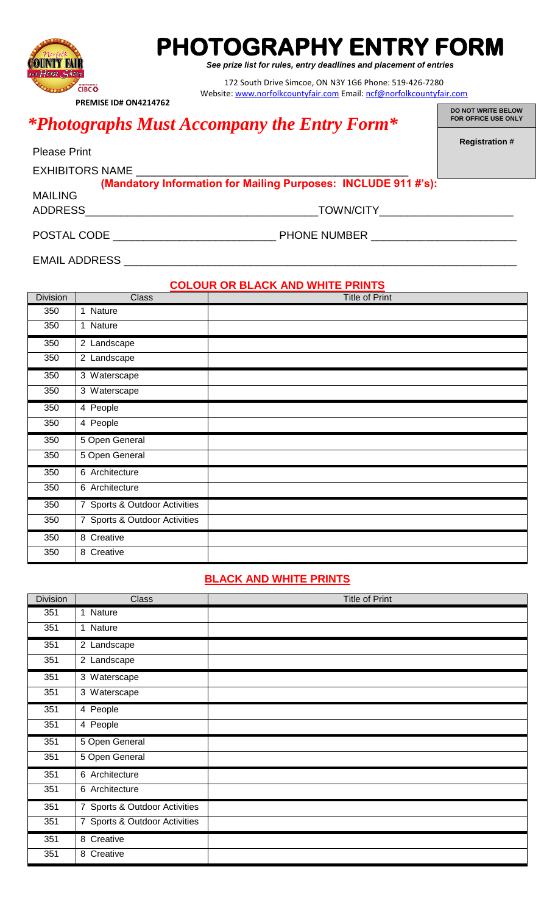# PHOTOGRAPHY ENTRY FORM

***See prize list for rules, entry deadlines and placement of entries***

172 South Drive Simcoe, ON N3Y 1G6 Phone: 519-426-7280
Website: www.norfolkcountyfair.com Email: ncf@norfolkcountyfair.com

**PREMISE ID# ON4214762**

## *\*Photographs Must Accompany the Entry Form\**

**DO NOT WRITE BELOW FOR OFFICE USE ONLY**

**Registration #**

Please Print

EXHIBITORS NAME ____________________________________________

**(Mandatory Information for Mailing Purposes: INCLUDE 911 #'s):**

MAILING ADDRESS____________________________________ TOWN/CITY_____________________

POSTAL CODE __________________________ PHONE NUMBER _______________________

EMAIL ADDRESS _________________________________________________________________

### COLOUR OR BLACK AND WHITE PRINTS

| Division | Class | Title of Print |
|---|---|---|
| 350 | 1 Nature | |
| 350 | 1 Nature | |
| 350 | 2 Landscape | |
| 350 | 2 Landscape | |
| 350 | 3 Waterscape | |
| 350 | 3 Waterscape | |
| 350 | 4 People | |
| 350 | 4 People | |
| 350 | 5 Open General | |
| 350 | 5 Open General | |
| 350 | 6 Architecture | |
| 350 | 6 Architecture | |
| 350 | 7 Sports & Outdoor Activities | |
| 350 | 7 Sports & Outdoor Activities | |
| 350 | 8 Creative | |
| 350 | 8 Creative | |

### BLACK AND WHITE PRINTS

| Division | Class | Title of Print |
|---|---|---|
| 351 | 1 Nature | |
| 351 | 1 Nature | |
| 351 | 2 Landscape | |
| 351 | 2 Landscape | |
| 351 | 3 Waterscape | |
| 351 | 3 Waterscape | |
| 351 | 4 People | |
| 351 | 4 People | |
| 351 | 5 Open General | |
| 351 | 5 Open General | |
| 351 | 6 Architecture | |
| 351 | 6 Architecture | |
| 351 | 7 Sports & Outdoor Activities | |
| 351 | 7 Sports & Outdoor Activities | |
| 351 | 8 Creative | |
| 351 | 8 Creative | |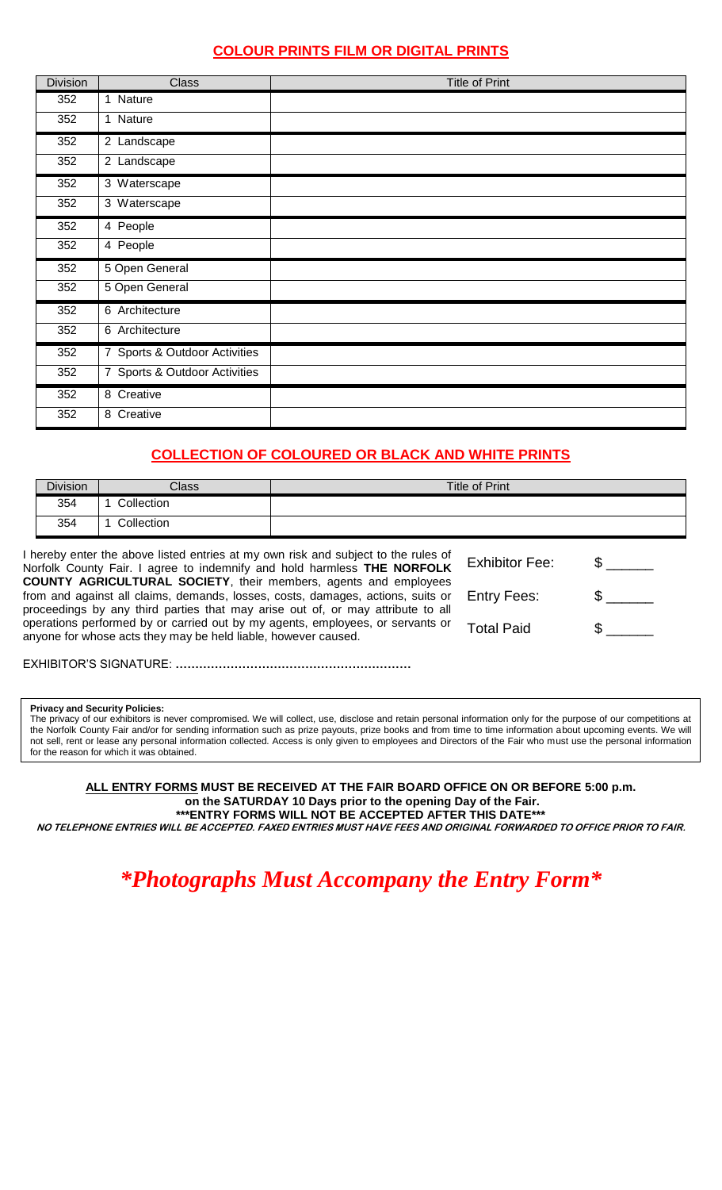## COLOUR PRINTS FILM OR DIGITAL PRINTS

| Division | Class | Title of Print |
|---|---|---|
| 352 | 1 Nature | |
| 352 | 1 Nature | |
| 352 | 2 Landscape | |
| 352 | 2 Landscape | |
| 352 | 3 Waterscape | |
| 352 | 3 Waterscape | |
| 352 | 4 People | |
| 352 | 4 People | |
| 352 | 5 Open General | |
| 352 | 5 Open General | |
| 352 | 6 Architecture | |
| 352 | 6 Architecture | |
| 352 | 7 Sports & Outdoor Activities | |
| 352 | 7 Sports & Outdoor Activities | |
| 352 | 8 Creative | |
| 352 | 8 Creative | |

## COLLECTION OF COLOURED OR BLACK AND WHITE PRINTS

| Division | Class | Title of Print |
|---|---|---|
| 354 | 1 Collection | |
| 354 | 1 Collection | |

I hereby enter the above listed entries at my own risk and subject to the rules of Norfolk County Fair. I agree to indemnify and hold harmless **THE NORFOLK COUNTY AGRICULTURAL SOCIETY**, their members, agents and employees from and against all claims, demands, losses, costs, damages, actions, suits or proceedings by any third parties that may arise out of, or may attribute to all operations performed by or carried out by my agents, employees, or servants or anyone for whose acts they may be held liable, however caused.

Exhibitor Fee: $ ______

Entry Fees: $ ______

Total Paid $ ______

EXHIBITOR'S SIGNATURE: ………………………………………………….

**Privacy and Security Policies:**
The privacy of our exhibitors is never compromised. We will collect, use, disclose and retain personal information only for the purpose of our competitions at the Norfolk County Fair and/or for sending information such as prize payouts, prize books and from time to time information about upcoming events. We will not sell, rent or lease any personal information collected. Access is only given to employees and Directors of the Fair who must use the personal information for the reason for which it was obtained.

**ALL ENTRY FORMS MUST BE RECEIVED AT THE FAIR BOARD OFFICE ON OR BEFORE 5:00 p.m. on the SATURDAY 10 Days prior to the opening Day of the Fair.**
**\*\*\*ENTRY FORMS WILL NOT BE ACCEPTED AFTER THIS DATE\*\*\***
***NO TELEPHONE ENTRIES WILL BE ACCEPTED. FAXED ENTRIES MUST HAVE FEES AND ORIGINAL FORWARDED TO OFFICE PRIOR TO FAIR.***

# ***\*Photographs Must Accompany the Entry Form\****